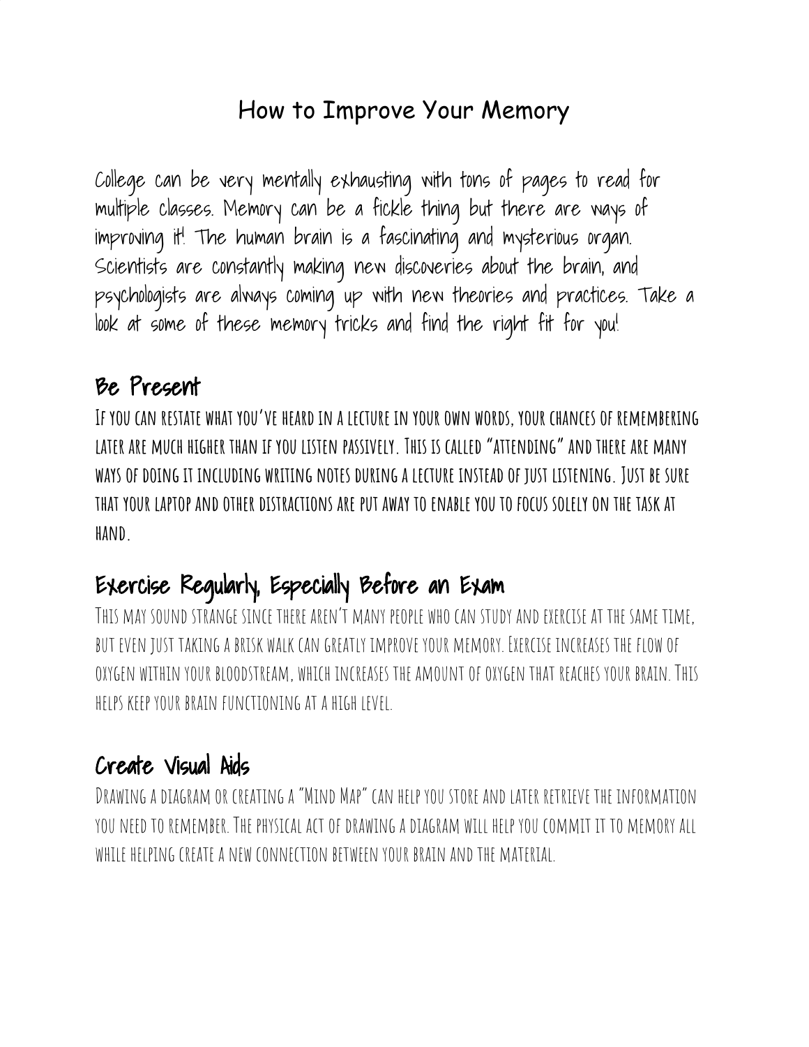# How to Improve Your Memory

College can be very mentally exhausting with tons of pages to read for multiple classes. Memory can be a fickle thing but there are ways of improving it! The human brain is a fascinating and mysterious organ. Scientists are constantly making new discoveries about the brain, and psychologists are always coming up with new theories and practices. Take a look at some of these memory tricks and find the right fit for you!

## Be Present

If you can restate what you've heard in a lecture in your own words, your chances of remembering later are much higher than if you listen passively. This is called "attending" and there are many ways of doing it including writing notes during a lecture instead of just listening. Just be sure that your laptop and other distractions are put away to enable you to focus solely on the task at hand.

## Exercise Regularly, Especially Before an Exam

This may sound strange since there aren't many people who can study and exercise at the same time, but even just taking a brisk walk can greatly improve your memory. Exercise increases the flow of oxygen within your bloodstream, which increases the amount of oxygen that reaches your brain. This helps keep your brain functioning at a high level.

## Create Visual Aids

Drawing a diagram or creating a "Mind Map" can help you store and later retrieve the information you need to remember. The physical act of drawing a diagram will help you commit it to memory all while helping create a new connection between your brain and the material.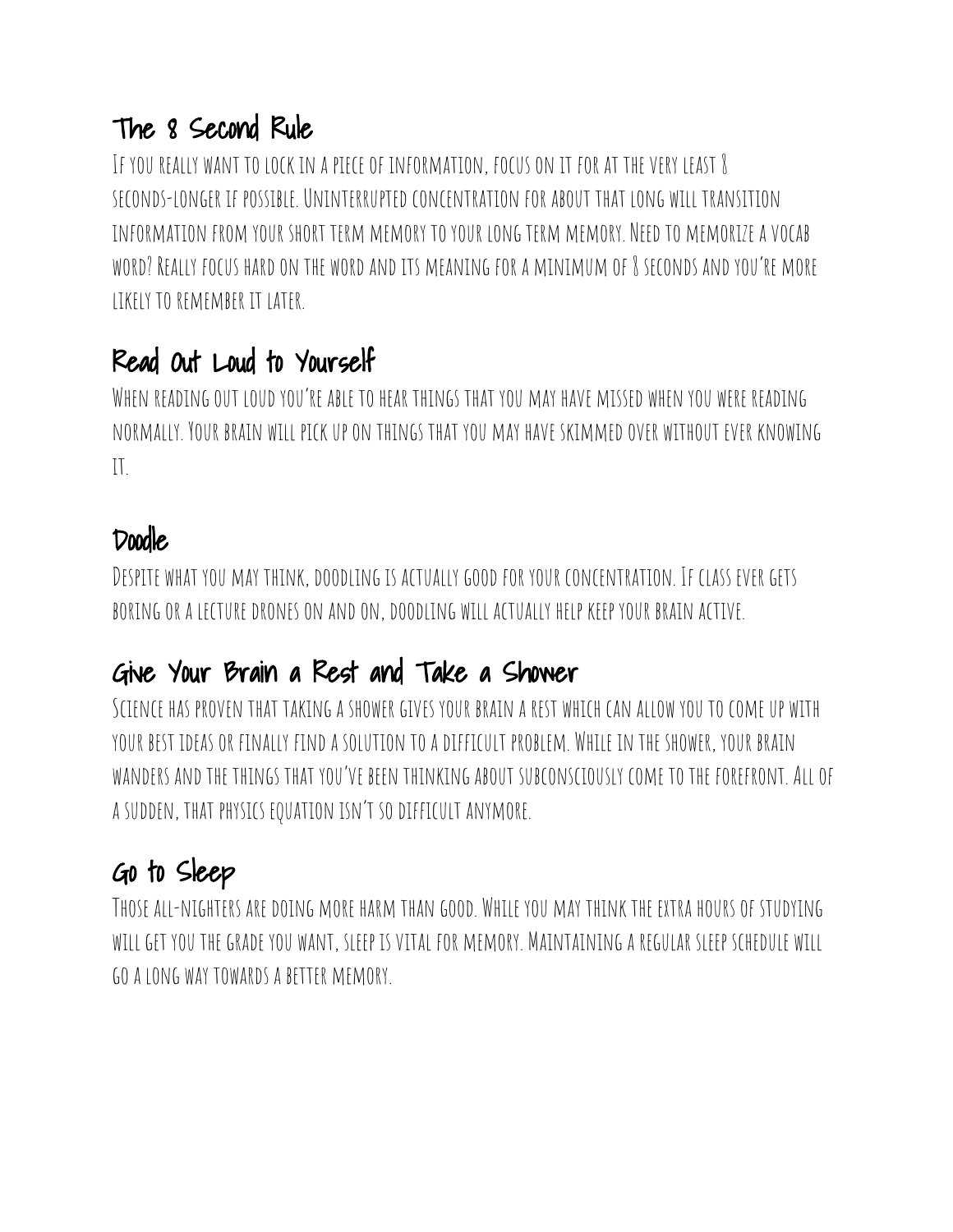## The 8 Second Rule

If you really want to lock in a piece of information, focus on it for at the very least 8 seconds-longer if possible. Uninterrupted concentration for about that long will transition information from your short term memory to your long term memory. Need to memorize a vocab word? Really focus hard on the word and its meaning for a minimum of 8 seconds and you're more likely to remember it later.

## Read Out Loud to Yourself

When reading out loud you're able to hear things that you may have missed when you were reading normally. Your brain will pick up on things that you may have skimmed over without ever knowing it.

## Doodle

Despite what you may think, doodling is actually good for your concentration. If class ever gets boring or a lecture drones on and on, doodling will actually help keep your brain active.

## Give Your Brain a Rest and Take a Shower

Science has proven that taking a shower gives your brain a rest which can allow you to come up with your best ideas or finally find a solution to a difficult problem. While in the shower, your brain wanders and the things that you've been thinking about subconsciously come to the forefront. All of a sudden, that physics equation isn't so difficult anymore.

## Go to Sleep

Those all-nighters are doing more harm than good. While you may think the extra hours of studying will get you the grade you want, sleep is vital for memory. Maintaining a regular sleep schedule will go a long way towards a better memory.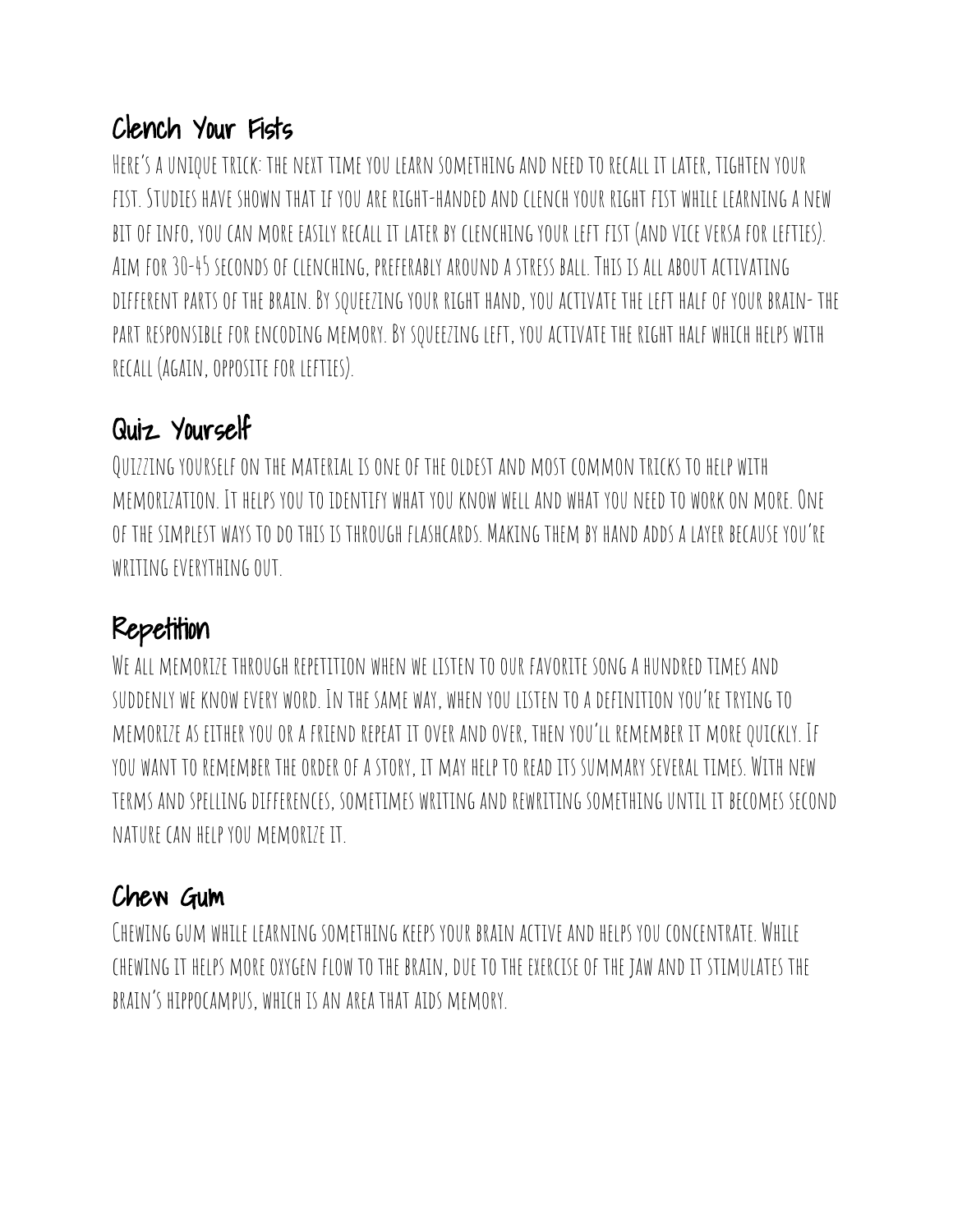## Clench Your Fists

Here's a unique trick: the next time you learn something and need to recall it later, tighten your fist. Studies have shown that if you are right-handed and clench your right fist while learning a new bit of info, you can more easily recall it later by clenching your left fist (and vice versa for lefties). Aim for 30-45 seconds of clenching, preferably around a stress ball. This is all about activating different parts of the brain. By squeezing your right hand, you activate the left half of your brain- the part responsible for encoding memory. By squeezing left, you activate the right half which helps with recall (again, opposite for lefties).

## Quiz Yourself

Quizzing yourself on the material is one of the oldest and most common tricks to help with memorization. It helps you to identify what you know well and what you need to work on more. One of the simplest ways to do this is through flashcards. Making them by hand adds a layer because you're writing everything out.

## Repetition

We all memorize through repetition when we listen to our favorite song a hundred times and suddenly we know every word. In the same way, when you listen to a definition you're trying to memorize as either you or a friend repeat it over and over, then you'll remember it more quickly. If you want to remember the order of a story, it may help to read its summary several times. With new terms and spelling differences, sometimes writing and rewriting something until it becomes second nature can help you memorize it.

## Chew Gum

Chewing gum while learning something keeps your brain active and helps you concentrate. While chewing it helps more oxygen flow to the brain, due to the exercise of the jaw and it stimulates the brain's hippocampus, which is an area that aids memory.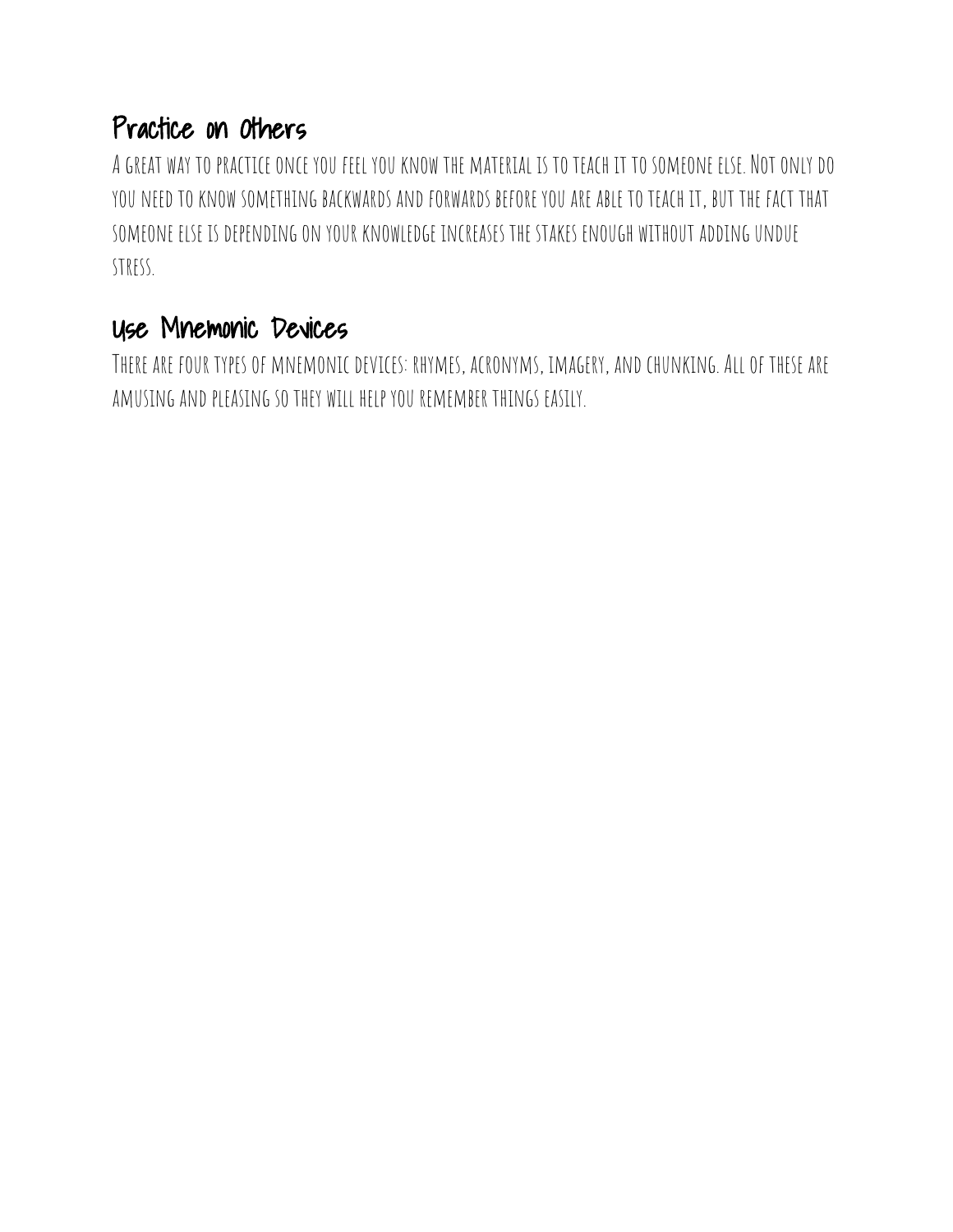## Practice on Others

A great way to practice once you feel you know the material is to teach it to someone else. Not only do you need to know something backwards and forwards before you are able to teach it, but the fact that someone else is depending on your knowledge increases the stakes enough without adding undue stress.

## Use Mnemonic Devices

There are four types of mnemonic devices: rhymes, acronyms, imagery, and chunking. All of these are amusing and pleasing so they will help you remember things easily.